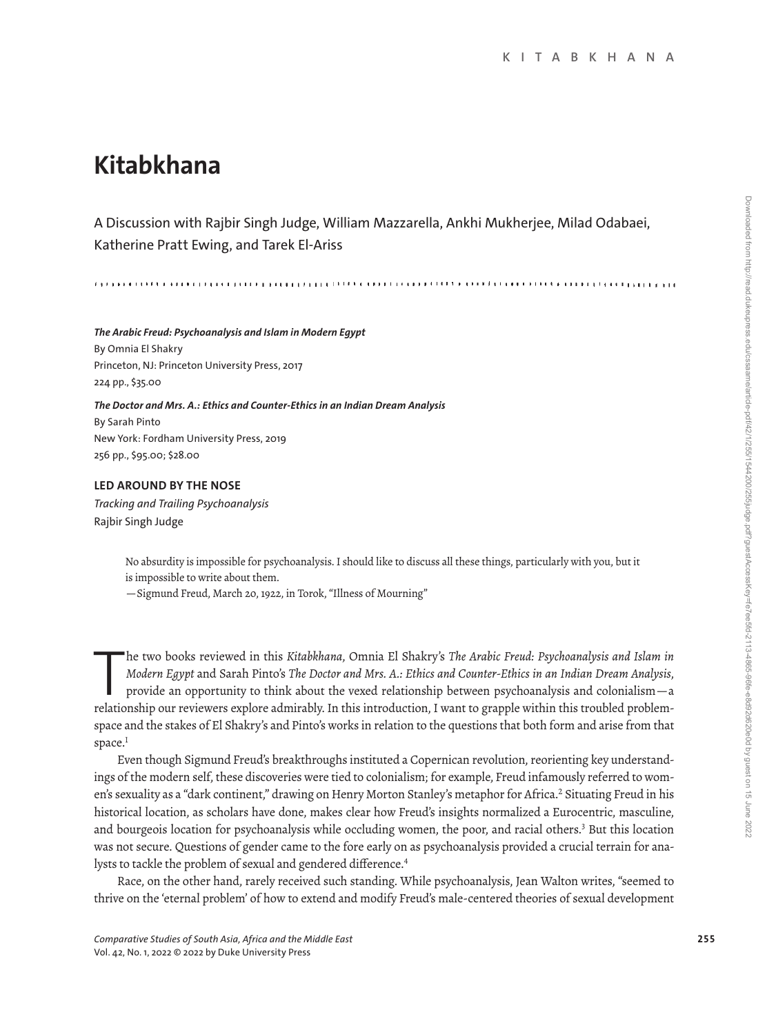# Kitabkhana

A Discussion with Rajbir Singh Judge, William Mazzarella, Ankhi Mukherjee, Milad Odabaei, Katherine Pratt Ewing, and Tarek El-Ariss

***The Arabic Freud: Psychoanalysis and Islam in Modern Egypt***
By Omnia El Shakry
Princeton, NJ: Princeton University Press, 2017
224 pp., $35.00

***The Doctor and Mrs. A.: Ethics and Counter-Ethics in an Indian Dream Analysis***
By Sarah Pinto
New York: Fordham University Press, 2019
256 pp., $95.00; $28.00

## LED AROUND BY THE NOSE

*Tracking and Trailing Psychoanalysis*
Rajbir Singh Judge

> No absurdity is impossible for psychoanalysis. I should like to discuss all these things, particularly with you, but it is impossible to write about them.
> —Sigmund Freud, March 20, 1922, in Torok, "Illness of Mourning"

The two books reviewed in this *Kitabkhana*, Omnia El Shakry's *The Arabic Freud: Psychoanalysis and Islam in Modern Egypt* and Sarah Pinto's *The Doctor and Mrs. A.: Ethics and Counter-Ethics in an Indian Dream Analysis*, provide an opportunity to think about the vexed relationship between psychoanalysis and colonialism—a relationship our reviewers explore admirably. In this introduction, I want to grapple within this troubled problem-space and the stakes of El Shakry's and Pinto's works in relation to the questions that both form and arise from that space.[1]

Even though Sigmund Freud's breakthroughs instituted a Copernican revolution, reorienting key understandings of the modern self, these discoveries were tied to colonialism; for example, Freud infamously referred to women's sexuality as a "dark continent," drawing on Henry Morton Stanley's metaphor for Africa.[2] Situating Freud in his historical location, as scholars have done, makes clear how Freud's insights normalized a Eurocentric, masculine, and bourgeois location for psychoanalysis while occluding women, the poor, and racial others.[3] But this location was not secure. Questions of gender came to the fore early on as psychoanalysis provided a crucial terrain for analysts to tackle the problem of sexual and gendered difference.[4]

Race, on the other hand, rarely received such standing. While psychoanalysis, Jean Walton writes, "seemed to thrive on the 'eternal problem' of how to extend and modify Freud's male-centered theories of sexual development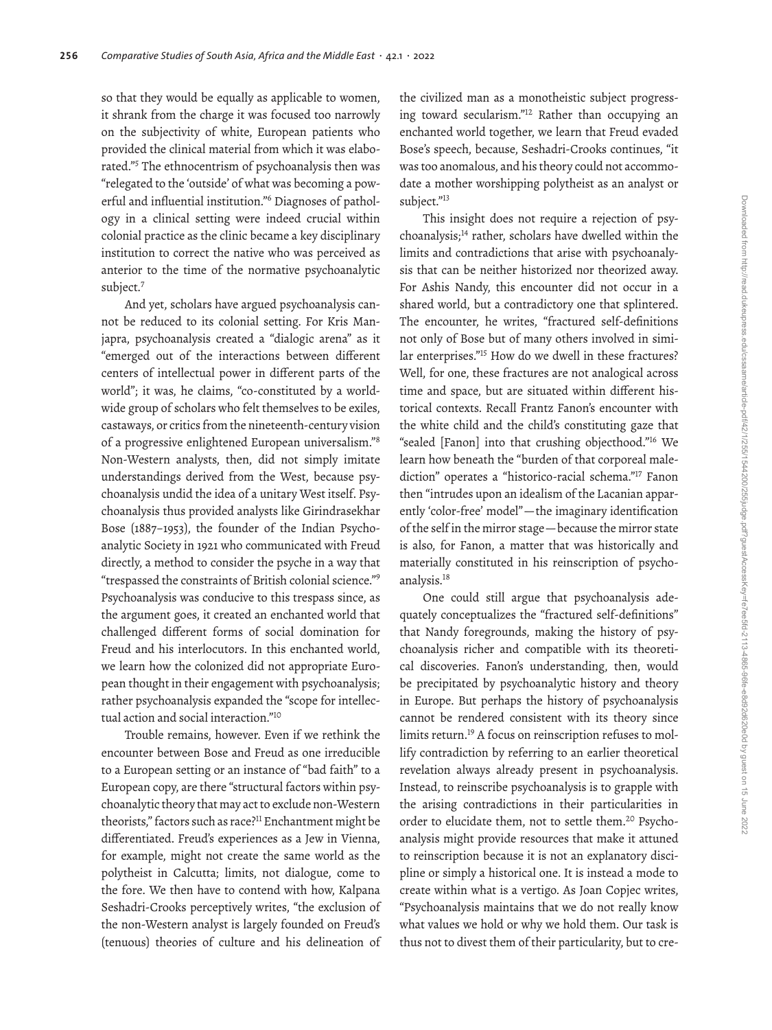so that they would be equally as applicable to women, it shrank from the charge it was focused too narrowly on the subjectivity of white, European patients who provided the clinical material from which it was elaborated."[5] The ethnocentrism of psychoanalysis then was "relegated to the 'outside' of what was becoming a powerful and influential institution."[6] Diagnoses of pathology in a clinical setting were indeed crucial within colonial practice as the clinic became a key disciplinary institution to correct the native who was perceived as anterior to the time of the normative psychoanalytic subject.[7]

And yet, scholars have argued psychoanalysis cannot be reduced to its colonial setting. For Kris Manjapra, psychoanalysis created a "dialogic arena" as it "emerged out of the interactions between different centers of intellectual power in different parts of the world"; it was, he claims, "co-constituted by a worldwide group of scholars who felt themselves to be exiles, castaways, or critics from the nineteenth-century vision of a progressive enlightened European universalism."[8] Non-Western analysts, then, did not simply imitate understandings derived from the West, because psychoanalysis undid the idea of a unitary West itself. Psychoanalysis thus provided analysts like Girindrasekhar Bose (1887–1953), the founder of the Indian Psychoanalytic Society in 1921 who communicated with Freud directly, a method to consider the psyche in a way that "trespassed the constraints of British colonial science."[9] Psychoanalysis was conducive to this trespass since, as the argument goes, it created an enchanted world that challenged different forms of social domination for Freud and his interlocutors. In this enchanted world, we learn how the colonized did not appropriate European thought in their engagement with psychoanalysis; rather psychoanalysis expanded the "scope for intellectual action and social interaction."[10]

Trouble remains, however. Even if we rethink the encounter between Bose and Freud as one irreducible to a European setting or an instance of "bad faith" to a European copy, are there "structural factors within psychoanalytic theory that may act to exclude non-Western theorists," factors such as race?[11] Enchantment might be differentiated. Freud's experiences as a Jew in Vienna, for example, might not create the same world as the polytheist in Calcutta; limits, not dialogue, come to the fore. We then have to contend with how, Kalpana Seshadri-Crooks perceptively writes, "the exclusion of the non-Western analyst is largely founded on Freud's (tenuous) theories of culture and his delineation of the civilized man as a monotheistic subject progressing toward secularism."[12] Rather than occupying an enchanted world together, we learn that Freud evaded Bose's speech, because, Seshadri-Crooks continues, "it was too anomalous, and his theory could not accommodate a mother worshipping polytheist as an analyst or subject."[13]

This insight does not require a rejection of psychoanalysis;[14] rather, scholars have dwelled within the limits and contradictions that arise with psychoanalysis that can be neither historized nor theorized away. For Ashis Nandy, this encounter did not occur in a shared world, but a contradictory one that splintered. The encounter, he writes, "fractured self-definitions not only of Bose but of many others involved in similar enterprises."[15] How do we dwell in these fractures? Well, for one, these fractures are not analogical across time and space, but are situated within different historical contexts. Recall Frantz Fanon's encounter with the white child and the child's constituting gaze that "sealed [Fanon] into that crushing objecthood."[16] We learn how beneath the "burden of that corporeal malediction" operates a "historico-racial schema."[17] Fanon then "intrudes upon an idealism of the Lacanian apparently 'color-free' model"—the imaginary identification of the self in the mirror stage—because the mirror state is also, for Fanon, a matter that was historically and materially constituted in his reinscription of psychoanalysis.[18]

One could still argue that psychoanalysis adequately conceptualizes the "fractured self-definitions" that Nandy foregrounds, making the history of psychoanalysis richer and compatible with its theoretical discoveries. Fanon's understanding, then, would be precipitated by psychoanalytic history and theory in Europe. But perhaps the history of psychoanalysis cannot be rendered consistent with its theory since limits return.[19] A focus on reinscription refuses to mollify contradiction by referring to an earlier theoretical revelation always already present in psychoanalysis. Instead, to reinscribe psychoanalysis is to grapple with the arising contradictions in their particularities in order to elucidate them, not to settle them.[20] Psychoanalysis might provide resources that make it attuned to reinscription because it is not an explanatory discipline or simply a historical one. It is instead a mode to create within what is a vertigo. As Joan Copjec writes, "Psychoanalysis maintains that we do not really know what values we hold or why we hold them. Our task is thus not to divest them of their particularity, but to cre-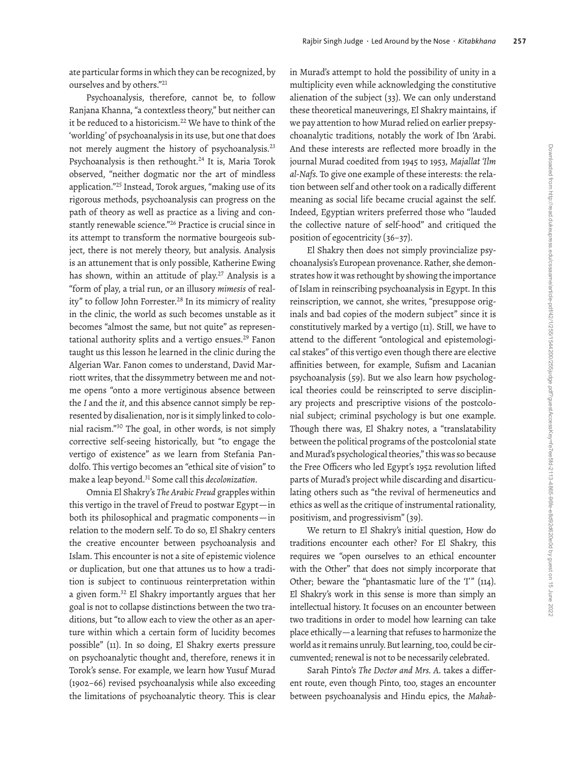ate particular forms in which they can be recognized, by ourselves and by others."[21]

Psychoanalysis, therefore, cannot be, to follow Ranjana Khanna, "a contextless theory," but neither can it be reduced to a historicism.[22] We have to think of the 'worlding' of psychoanalysis in its use, but one that does not merely augment the history of psychoanalysis.[23] Psychoanalysis is then rethought.[24] It is, Maria Torok observed, "neither dogmatic nor the art of mindless application."[25] Instead, Torok argues, "making use of its rigorous methods, psychoanalysis can progress on the path of theory as well as practice as a living and constantly renewable science."[26] Practice is crucial since in its attempt to transform the normative bourgeois subject, there is not merely theory, but analysis. Analysis is an attunement that is only possible, Katherine Ewing has shown, within an attitude of play.[27] Analysis is a "form of play, a trial run, or an illusory *mimesis* of reality" to follow John Forrester.[28] In its mimicry of reality in the clinic, the world as such becomes unstable as it becomes "almost the same, but not quite" as representational authority splits and a vertigo ensues.[29] Fanon taught us this lesson he learned in the clinic during the Algerian War. Fanon comes to understand, David Marriott writes, that the dissymmetry between me and not-me opens "onto a more vertiginous absence between the *I* and the *it*, and this absence cannot simply be represented by disalienation, nor is it simply linked to colonial racism."[30] The goal, in other words, is not simply corrective self-seeing historically, but "to engage the vertigo of existence" as we learn from Stefania Pandolfo. This vertigo becomes an "ethical site of vision" to make a leap beyond.[31] Some call this *decolonization*.

Omnia El Shakry's *The Arabic Freud* grapples within this vertigo in the travel of Freud to postwar Egypt—in both its philosophical and pragmatic components—in relation to the modern self. To do so, El Shakry centers the creative encounter between psychoanalysis and Islam. This encounter is not a site of epistemic violence or duplication, but one that attunes us to how a tradition is subject to continuous reinterpretation within a given form.[32] El Shakry importantly argues that her goal is not to collapse distinctions between the two traditions, but "to allow each to view the other as an aperture within which a certain form of lucidity becomes possible" (11). In so doing, El Shakry exerts pressure on psychoanalytic thought and, therefore, renews it in Torok's sense. For example, we learn how Yusuf Murad (1902–66) revised psychoanalysis while also exceeding the limitations of psychoanalytic theory. This is clear in Murad's attempt to hold the possibility of unity in a multiplicity even while acknowledging the constitutive alienation of the subject (33). We can only understand these theoretical maneuverings, El Shakry maintains, if we pay attention to how Murad relied on earlier prepsychoanalytic traditions, notably the work of Ibn 'Arabi. And these interests are reflected more broadly in the journal Murad coedited from 1945 to 1953, *Majallat 'Ilm al-Nafs*. To give one example of these interests: the relation between self and other took on a radically different meaning as social life became crucial against the self. Indeed, Egyptian writers preferred those who "lauded the collective nature of self-hood" and critiqued the position of egocentricity (36–37).

El Shakry then does not simply provincialize psychoanalysis's European provenance. Rather, she demonstrates how it was rethought by showing the importance of Islam in reinscribing psychoanalysis in Egypt. In this reinscription, we cannot, she writes, "presuppose originals and bad copies of the modern subject" since it is constitutively marked by a vertigo (11). Still, we have to attend to the different "ontological and epistemological stakes" of this vertigo even though there are elective affinities between, for example, Sufism and Lacanian psychoanalysis (59). But we also learn how psychological theories could be reinscripted to serve disciplinary projects and prescriptive visions of the postcolonial subject; criminal psychology is but one example. Though there was, El Shakry notes, a "translatability between the political programs of the postcolonial state and Murad's psychological theories," this was so because the Free Officers who led Egypt's 1952 revolution lifted parts of Murad's project while discarding and disarticulating others such as "the revival of hermeneutics and ethics as well as the critique of instrumental rationality, positivism, and progressivism" (39).

We return to El Shakry's initial question, How do traditions encounter each other? For El Shakry, this requires we "open ourselves to an ethical encounter with the Other" that does not simply incorporate that Other; beware the "phantasmatic lure of the 'I'" (114). El Shakry's work in this sense is more than simply an intellectual history. It focuses on an encounter between two traditions in order to model how learning can take place ethically—a learning that refuses to harmonize the world as it remains unruly. But learning, too, could be circumvented; renewal is not to be necessarily celebrated.

Sarah Pinto's *The Doctor and Mrs. A.* takes a different route, even though Pinto, too, stages an encounter between psychoanalysis and Hindu epics, the *Mahab-*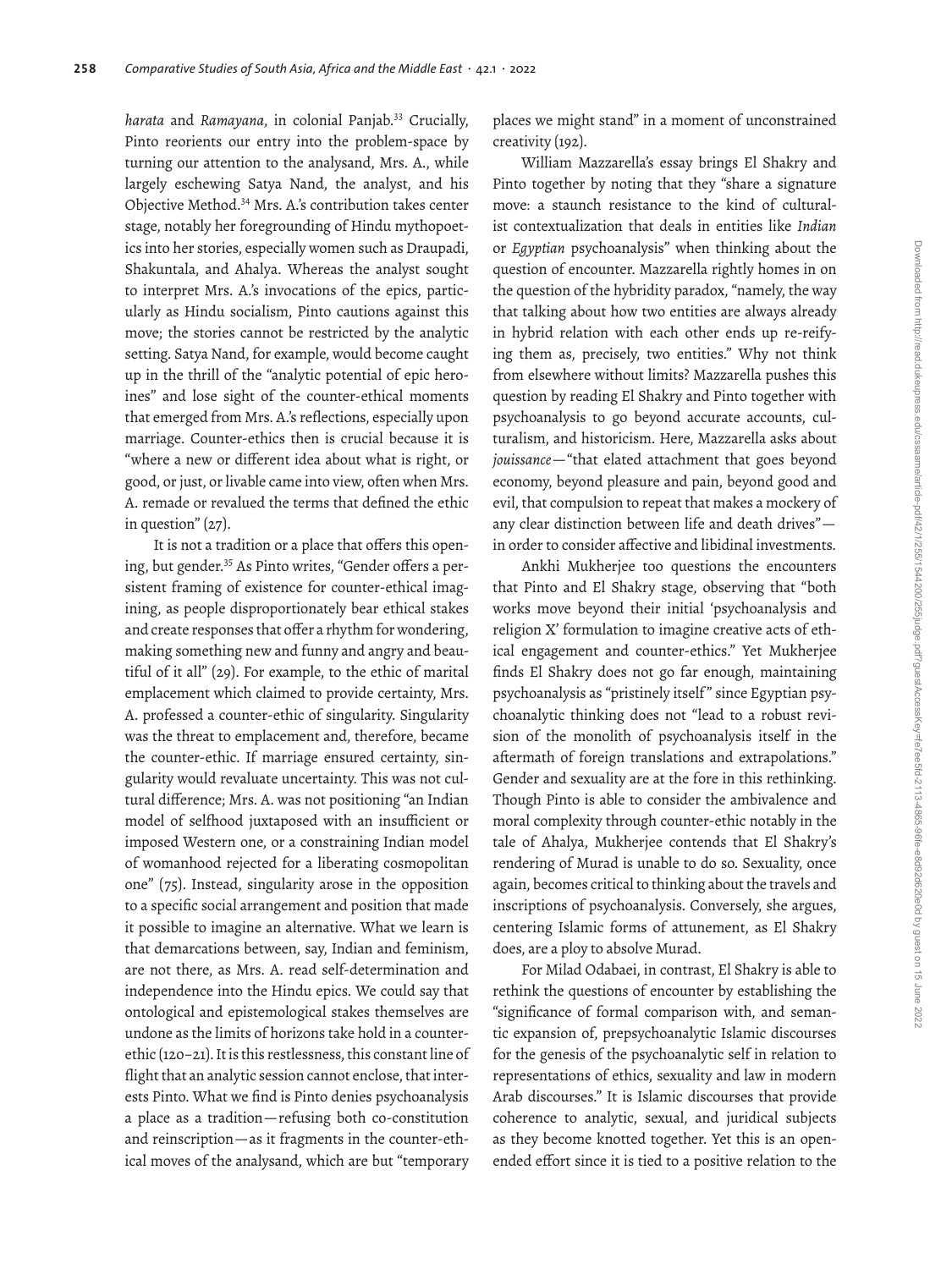*harata* and *Ramayana*, in colonial Panjab.[33] Crucially, Pinto reorients our entry into the problem-space by turning our attention to the analysand, Mrs. A., while largely eschewing Satya Nand, the analyst, and his Objective Method.[34] Mrs. A.'s contribution takes center stage, notably her foregrounding of Hindu mythopoetics into her stories, especially women such as Draupadi, Shakuntala, and Ahalya. Whereas the analyst sought to interpret Mrs. A.'s invocations of the epics, particularly as Hindu socialism, Pinto cautions against this move; the stories cannot be restricted by the analytic setting. Satya Nand, for example, would become caught up in the thrill of the "analytic potential of epic heroines" and lose sight of the counter-ethical moments that emerged from Mrs. A.'s reflections, especially upon marriage. Counter-ethics then is crucial because it is "where a new or different idea about what is right, or good, or just, or livable came into view, often when Mrs. A. remade or revalued the terms that defined the ethic in question" (27).

It is not a tradition or a place that offers this opening, but gender.[35] As Pinto writes, "Gender offers a persistent framing of existence for counter-ethical imagining, as people disproportionately bear ethical stakes and create responses that offer a rhythm for wondering, making something new and funny and angry and beautiful of it all" (29). For example, to the ethic of marital emplacement which claimed to provide certainty, Mrs. A. professed a counter-ethic of singularity. Singularity was the threat to emplacement and, therefore, became the counter-ethic. If marriage ensured certainty, singularity would revaluate uncertainty. This was not cultural difference; Mrs. A. was not positioning "an Indian model of selfhood juxtaposed with an insufficient or imposed Western one, or a constraining Indian model of womanhood rejected for a liberating cosmopolitan one" (75). Instead, singularity arose in the opposition to a specific social arrangement and position that made it possible to imagine an alternative. What we learn is that demarcations between, say, Indian and feminism, are not there, as Mrs. A. read self-determination and independence into the Hindu epics. We could say that ontological and epistemological stakes themselves are undone as the limits of horizons take hold in a counter-ethic (120–21). It is this restlessness, this constant line of flight that an analytic session cannot enclose, that interests Pinto. What we find is Pinto denies psychoanalysis a place as a tradition—refusing both co-constitution and reinscription—as it fragments in the counter-ethical moves of the analysand, which are but "temporary places we might stand" in a moment of unconstrained creativity (192).

William Mazzarella's essay brings El Shakry and Pinto together by noting that they "share a signature move: a staunch resistance to the kind of culturalist contextualization that deals in entities like *Indian* or *Egyptian* psychoanalysis" when thinking about the question of encounter. Mazzarella rightly homes in on the question of the hybridity paradox, "namely, the way that talking about how two entities are always already in hybrid relation with each other ends up re-reifying them as, precisely, two entities." Why not think from elsewhere without limits? Mazzarella pushes this question by reading El Shakry and Pinto together with psychoanalysis to go beyond accurate accounts, culturalism, and historicism. Here, Mazzarella asks about *jouissance*—"that elated attachment that goes beyond economy, beyond pleasure and pain, beyond good and evil, that compulsion to repeat that makes a mockery of any clear distinction between life and death drives"—in order to consider affective and libidinal investments.

Ankhi Mukherjee too questions the encounters that Pinto and El Shakry stage, observing that "both works move beyond their initial 'psychoanalysis and religion X' formulation to imagine creative acts of ethical engagement and counter-ethics." Yet Mukherjee finds El Shakry does not go far enough, maintaining psychoanalysis as "pristinely itself" since Egyptian psychoanalytic thinking does not "lead to a robust revision of the monolith of psychoanalysis itself in the aftermath of foreign translations and extrapolations." Gender and sexuality are at the fore in this rethinking. Though Pinto is able to consider the ambivalence and moral complexity through counter-ethic notably in the tale of Ahalya, Mukherjee contends that El Shakry's rendering of Murad is unable to do so. Sexuality, once again, becomes critical to thinking about the travels and inscriptions of psychoanalysis. Conversely, she argues, centering Islamic forms of attunement, as El Shakry does, are a ploy to absolve Murad.

For Milad Odabaei, in contrast, El Shakry is able to rethink the questions of encounter by establishing the "significance of formal comparison with, and semantic expansion of, prepsychoanalytic Islamic discourses for the genesis of the psychoanalytic self in relation to representations of ethics, sexuality and law in modern Arab discourses." It is Islamic discourses that provide coherence to analytic, sexual, and juridical subjects as they become knotted together. Yet this is an open-ended effort since it is tied to a positive relation to the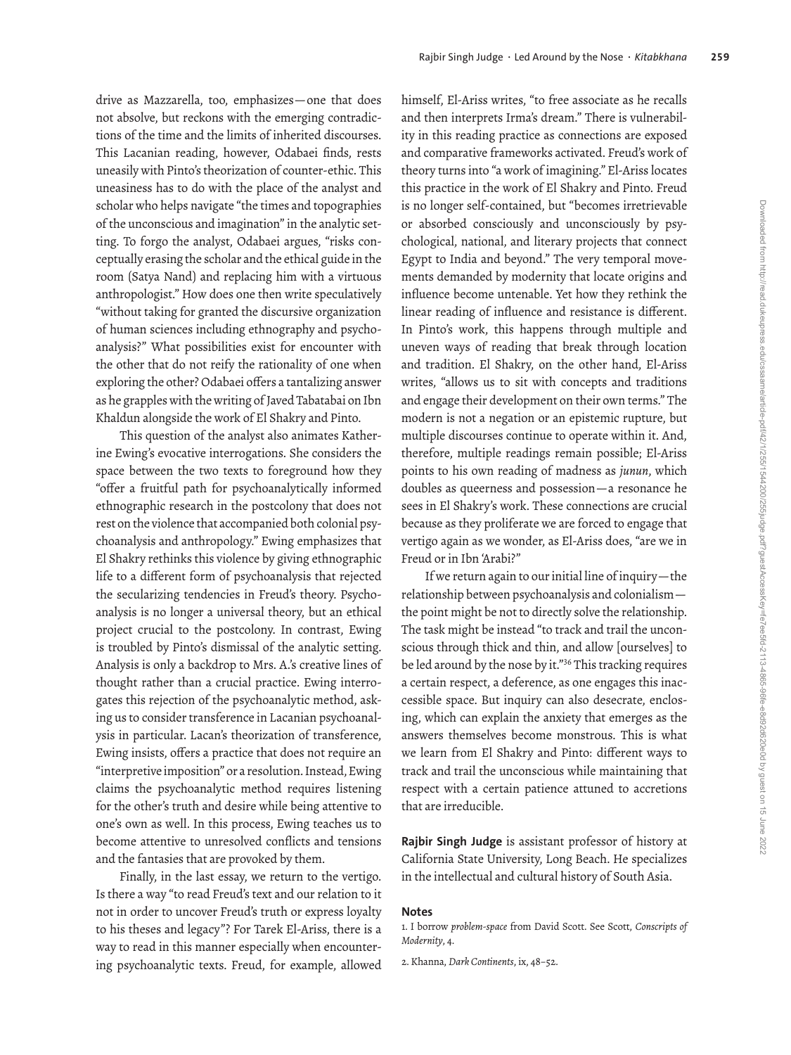drive as Mazzarella, too, emphasizes—one that does not absolve, but reckons with the emerging contradictions of the time and the limits of inherited discourses. This Lacanian reading, however, Odabaei finds, rests uneasily with Pinto's theorization of counter-ethic. This uneasiness has to do with the place of the analyst and scholar who helps navigate "the times and topographies of the unconscious and imagination" in the analytic setting. To forgo the analyst, Odabaei argues, "risks conceptually erasing the scholar and the ethical guide in the room (Satya Nand) and replacing him with a virtuous anthropologist." How does one then write speculatively "without taking for granted the discursive organization of human sciences including ethnography and psychoanalysis?" What possibilities exist for encounter with the other that do not reify the rationality of one when exploring the other? Odabaei offers a tantalizing answer as he grapples with the writing of Javed Tabatabai on Ibn Khaldun alongside the work of El Shakry and Pinto.

This question of the analyst also animates Katherine Ewing's evocative interrogations. She considers the space between the two texts to foreground how they "offer a fruitful path for psychoanalytically informed ethnographic research in the postcolony that does not rest on the violence that accompanied both colonial psychoanalysis and anthropology." Ewing emphasizes that El Shakry rethinks this violence by giving ethnographic life to a different form of psychoanalysis that rejected the secularizing tendencies in Freud's theory. Psychoanalysis is no longer a universal theory, but an ethical project crucial to the postcolony. In contrast, Ewing is troubled by Pinto's dismissal of the analytic setting. Analysis is only a backdrop to Mrs. A.'s creative lines of thought rather than a crucial practice. Ewing interrogates this rejection of the psychoanalytic method, asking us to consider transference in Lacanian psychoanalysis in particular. Lacan's theorization of transference, Ewing insists, offers a practice that does not require an "interpretive imposition" or a resolution. Instead, Ewing claims the psychoanalytic method requires listening for the other's truth and desire while being attentive to one's own as well. In this process, Ewing teaches us to become attentive to unresolved conflicts and tensions and the fantasies that are provoked by them.

Finally, in the last essay, we return to the vertigo. Is there a way "to read Freud's text and our relation to it not in order to uncover Freud's truth or express loyalty to his theses and legacy"? For Tarek El-Ariss, there is a way to read in this manner especially when encountering psychoanalytic texts. Freud, for example, allowed himself, El-Ariss writes, "to free associate as he recalls and then interprets Irma's dream." There is vulnerability in this reading practice as connections are exposed and comparative frameworks activated. Freud's work of theory turns into "a work of imagining." El-Ariss locates this practice in the work of El Shakry and Pinto. Freud is no longer self-contained, but "becomes irretrievable or absorbed consciously and unconsciously by psychological, national, and literary projects that connect Egypt to India and beyond." The very temporal movements demanded by modernity that locate origins and influence become untenable. Yet how they rethink the linear reading of influence and resistance is different. In Pinto's work, this happens through multiple and uneven ways of reading that break through location and tradition. El Shakry, on the other hand, El-Ariss writes, "allows us to sit with concepts and traditions and engage their development on their own terms." The modern is not a negation or an epistemic rupture, but multiple discourses continue to operate within it. And, therefore, multiple readings remain possible; El-Ariss points to his own reading of madness as *junun*, which doubles as queerness and possession—a resonance he sees in El Shakry's work. These connections are crucial because as they proliferate we are forced to engage that vertigo again as we wonder, as El-Ariss does, "are we in Freud or in Ibn 'Arabi?"

If we return again to our initial line of inquiry—the relationship between psychoanalysis and colonialism—the point might be not to directly solve the relationship. The task might be instead "to track and trail the unconscious through thick and thin, and allow [ourselves] to be led around by the nose by it."[36] This tracking requires a certain respect, a deference, as one engages this inaccessible space. But inquiry can also desecrate, enclosing, which can explain the anxiety that emerges as the answers themselves become monstrous. This is what we learn from El Shakry and Pinto: different ways to track and trail the unconscious while maintaining that respect with a certain patience attuned to accretions that are irreducible.

**Rajbir Singh Judge** is assistant professor of history at California State University, Long Beach. He specializes in the intellectual and cultural history of South Asia.

## Notes

1. I borrow *problem-space* from David Scott. See Scott, *Conscripts of Modernity*, 4.

2. Khanna, *Dark Continents*, ix, 48–52.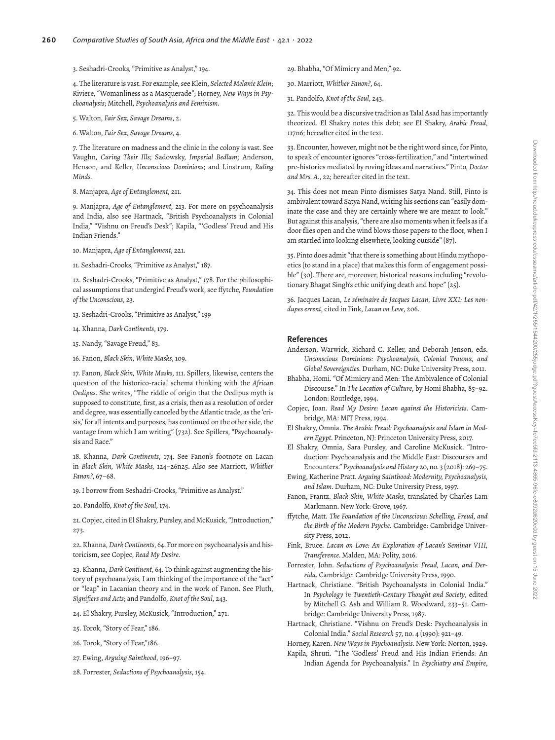3. Seshadri-Crooks, "Primitive as Analyst," 194.

4. The literature is vast. For example, see Klein, *Selected Melanie Klein*; Riviere, "Womanliness as a Masquerade"; Horney, *New Ways in Psychoanalysis*; Mitchell, *Psychoanalysis and Feminism*.

5. Walton, *Fair Sex, Savage Dreams*, 2.

6. Walton, *Fair Sex, Savage Dreams*, 4.

7. The literature on madness and the clinic in the colony is vast. See Vaughn, *Curing Their Ills*; Sadowsky, *Imperial Bedlam*; Anderson, Henson, and Keller, *Unconscious Dominions*; and Linstrum, *Ruling Minds*.

8. Manjapra, *Age of Entanglement*, 211.

9. Manjapra, *Age of Entanglement*, 213. For more on psychoanalysis and India, also see Hartnack, "British Psychoanalysts in Colonial India," "Vishnu on Freud's Desk"; Kapila, "'Godless' Freud and His Indian Friends."

10. Manjapra, *Age of Entanglement*, 221.

11. Seshadri-Crooks, "Primitive as Analyst," 187.

12. Seshadri-Crooks, "Primitive as Analyst," 178. For the philosophical assumptions that undergird Freud's work, see ffytche, *Foundation of the Unconscious*, 23.

13. Seshadri-Crooks, "Primitive as Analyst," 199

14. Khanna, *Dark Continents*, 179.

15. Nandy, "Savage Freud," 83.

16. Fanon, *Black Skin, White Masks*, 109.

17. Fanon, *Black Skin, White Masks*, 111. Spillers, likewise, centers the question of the historico-racial schema thinking with the *African Oedipus*. She writes, "The riddle of origin that the Oedipus myth is supposed to constitute, first, as a crisis, then as a resolution of order and degree, was essentially canceled by the Atlantic trade, as the 'crisis,' for all intents and purposes, has continued on the other side, the vantage from which I am writing" (732). See Spillers, "Psychoanalysis and Race."

18. Khanna, *Dark Continents*, 174. See Fanon's footnote on Lacan in *Black Skin, White Masks*, 124–26n25. Also see Marriott, *Whither Fanon?*, 67–68.

19. I borrow from Seshadri-Crooks, "Primitive as Analyst."

20. Pandolfo, *Knot of the Soul*, 174.

21. Copjec, cited in El Shakry, Pursley, and McKusick, "Introduction," 273.

22. Khanna, *Dark Continents*, 64. For more on psychoanalysis and historicism, see Copjec, *Read My Desire*.

23. Khanna, *Dark Continent*, 64. To think against augmenting the history of psychoanalysis, I am thinking of the importance of the "act" or "leap" in Lacanian theory and in the work of Fanon. See Pluth, *Signifiers and Acts*; and Pandolfo, *Knot of the Soul*, 243.

24. El Shakry, Pursley, McKusick, "Introduction," 271.

25. Torok, "Story of Fear," 186.

26. Torok, "Story of Fear,"186.

27. Ewing, *Arguing Sainthood*, 196–97.

28. Forrester, *Seductions of Psychoanalysis*, 154.

29. Bhabha, "Of Mimicry and Men," 92.

30. Marriott, *Whither Fanon?*, 64.

31. Pandolfo, *Knot of the Soul*, 243.

32. This would be a discursive tradition as Talal Asad has importantly theorized. El Shakry notes this debt; see El Shakry, *Arabic Freud*, 117n6; hereafter cited in the text.

33. Encounter, however, might not be the right word since, for Pinto, to speak of encounter ignores "cross-fertilization," and "intertwined pre-histories mediated by roving ideas and narratives." Pinto, *Doctor and Mrs. A.*, 22; hereafter cited in the text.

34. This does not mean Pinto dismisses Satya Nand. Still, Pinto is ambivalent toward Satya Nand, writing his sections can "easily dominate the case and they are certainly where we are meant to look." But against this analysis, "there are also moments when it feels as if a door flies open and the wind blows those papers to the floor, when I am startled into looking elsewhere, looking outside" (87).

35. Pinto does admit "that there is something about Hindu mythopoetics (to stand in a place) that makes this form of engagement possible" (30). There are, moreover, historical reasons including "revolutionary Bhagat Singh's ethic unifying death and hope" (25).

36. Jacques Lacan, *Le séminaire de Jacques Lacan, Livre XXI: Les non-dupes errent*, cited in Fink, *Lacan on Love*, 206.

## References

Anderson, Warwick, Richard C. Keller, and Deborah Jenson, eds. *Unconscious Dominions: Psychoanalysis, Colonial Trauma, and Global Sovereignties*. Durham, NC: Duke University Press, 2011.

Bhabha, Homi. "Of Mimicry and Men: The Ambivalence of Colonial Discourse." In *The Location of Culture*, by Homi Bhabha, 85–92. London: Routledge, 1994.

Copjec, Joan. *Read My Desire: Lacan against the Historicists*. Cambridge, MA: MIT Press, 1994.

El Shakry, Omnia. *The Arabic Freud: Psychoanalysis and Islam in Modern Egypt*. Princeton, NJ: Princeton University Press, 2017.

El Shakry, Omnia, Sara Pursley, and Caroline McKusick. "Introduction: Psychoanalysis and the Middle East: Discourses and Encounters." *Psychoanalysis and History* 20, no. 3 (2018): 269–75.

Ewing, Katherine Pratt. *Arguing Sainthood: Modernity, Psychoanalysis, and Islam*. Durham, NC: Duke University Press, 1997.

Fanon, Frantz. *Black Skin, White Masks*, translated by Charles Lam Markmann. New York: Grove, 1967.

ffytche, Matt. *The Foundation of the Unconscious: Schelling, Freud, and the Birth of the Modern Psyche*. Cambridge: Cambridge University Press, 2012.

Fink, Bruce. *Lacan on Love: An Exploration of Lacan's Seminar VIII, Transference*. Malden, MA: Polity, 2016.

Forrester, John. *Seductions of Psychoanalysis: Freud, Lacan, and Derrida*. Cambridge: Cambridge University Press, 1990.

Hartnack, Christiane. "British Psychoanalysts in Colonial India." In *Psychology in Twentieth-Century Thought and Society*, edited by Mitchell G. Ash and William R. Woodward, 233–51. Cambridge: Cambridge University Press, 1987.

Hartnack, Christiane. "Vishnu on Freud's Desk: Psychoanalysis in Colonial India." *Social Research* 57, no. 4 (1990): 921–49.

Horney, Karen. *New Ways in Psychoanalysis*. New York: Norton, 1929.

Kapila, Shruti. "The 'Godless' Freud and His Indian Friends: An Indian Agenda for Psychoanalysis." In *Psychiatry and Empire*,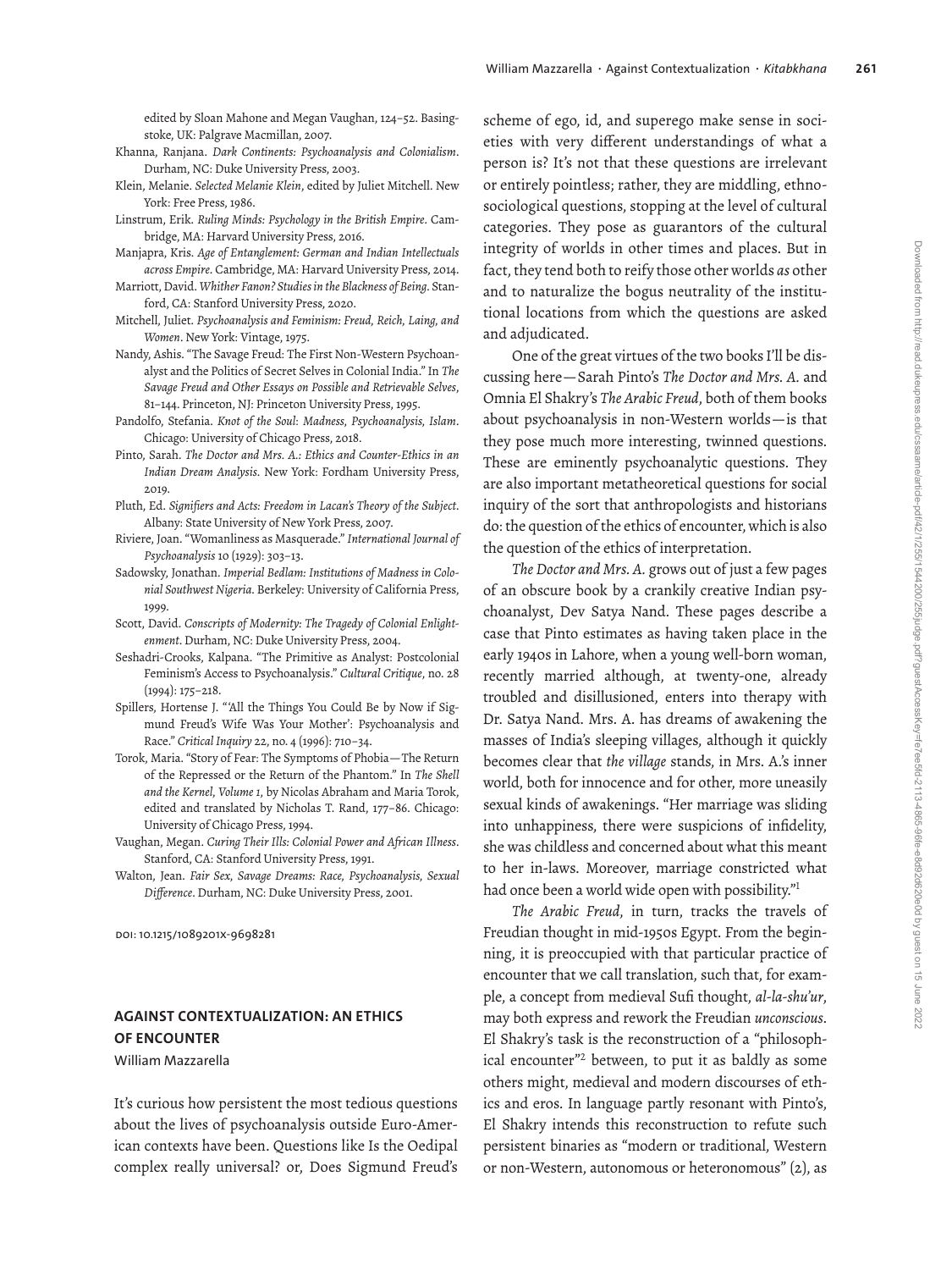edited by Sloan Mahone and Megan Vaughan, 124–52. Basingstoke, UK: Palgrave Macmillan, 2007.

Khanna, Ranjana. *Dark Continents: Psychoanalysis and Colonialism*. Durham, NC: Duke University Press, 2003.

Klein, Melanie. *Selected Melanie Klein*, edited by Juliet Mitchell. New York: Free Press, 1986.

Linstrum, Erik. *Ruling Minds: Psychology in the British Empire*. Cambridge, MA: Harvard University Press, 2016.

Manjapra, Kris. *Age of Entanglement: German and Indian Intellectuals across Empire*. Cambridge, MA: Harvard University Press, 2014.

Marriott, David. *Whither Fanon? Studies in the Blackness of Being*. Stanford, CA: Stanford University Press, 2020.

Mitchell, Juliet. *Psychoanalysis and Feminism: Freud, Reich, Laing, and Women*. New York: Vintage, 1975.

Nandy, Ashis. "The Savage Freud: The First Non-Western Psychoanalyst and the Politics of Secret Selves in Colonial India." In *The Savage Freud and Other Essays on Possible and Retrievable Selves*, 81–144. Princeton, NJ: Princeton University Press, 1995.

Pandolfo, Stefania. *Knot of the Soul: Madness, Psychoanalysis, Islam*. Chicago: University of Chicago Press, 2018.

Pinto, Sarah. *The Doctor and Mrs. A.: Ethics and Counter-Ethics in an Indian Dream Analysis*. New York: Fordham University Press, 2019.

Pluth, Ed. *Signifiers and Acts: Freedom in Lacan's Theory of the Subject*. Albany: State University of New York Press, 2007.

Riviere, Joan. "Womanliness as Masquerade." *International Journal of Psychoanalysis* 10 (1929): 303–13.

Sadowsky, Jonathan. *Imperial Bedlam: Institutions of Madness in Colonial Southwest Nigeria*. Berkeley: University of California Press, 1999.

Scott, David. *Conscripts of Modernity: The Tragedy of Colonial Enlightenment*. Durham, NC: Duke University Press, 2004.

Seshadri-Crooks, Kalpana. "The Primitive as Analyst: Postcolonial Feminism's Access to Psychoanalysis." *Cultural Critique*, no. 28 (1994): 175–218.

Spillers, Hortense J. "'All the Things You Could Be by Now if Sigmund Freud's Wife Was Your Mother': Psychoanalysis and Race." *Critical Inquiry* 22, no. 4 (1996): 710–34.

Torok, Maria. "Story of Fear: The Symptoms of Phobia—The Return of the Repressed or the Return of the Phantom." In *The Shell and the Kernel, Volume 1*, by Nicolas Abraham and Maria Torok, edited and translated by Nicholas T. Rand, 177–86. Chicago: University of Chicago Press, 1994.

Vaughan, Megan. *Curing Their Ills: Colonial Power and African Illness*. Stanford, CA: Stanford University Press, 1991.

Walton, Jean. *Fair Sex, Savage Dreams: Race, Psychoanalysis, Sexual Difference*. Durham, NC: Duke University Press, 2001.

DOI: 10.1215/1089201X-9698281

## AGAINST CONTEXTUALIZATION: AN ETHICS OF ENCOUNTER

William Mazzarella

It's curious how persistent the most tedious questions about the lives of psychoanalysis outside Euro-American contexts have been. Questions like Is the Oedipal complex really universal? or, Does Sigmund Freud's scheme of ego, id, and superego make sense in societies with very different understandings of what a person is? It's not that these questions are irrelevant or entirely pointless; rather, they are middling, ethnosociological questions, stopping at the level of cultural categories. They pose as guarantors of the cultural integrity of worlds in other times and places. But in fact, they tend both to reify those other worlds *as* other and to naturalize the bogus neutrality of the institutional locations from which the questions are asked and adjudicated.

One of the great virtues of the two books I'll be discussing here—Sarah Pinto's *The Doctor and Mrs. A.* and Omnia El Shakry's *The Arabic Freud*, both of them books about psychoanalysis in non-Western worlds—is that they pose much more interesting, twinned questions. These are eminently psychoanalytic questions. They are also important metatheoretical questions for social inquiry of the sort that anthropologists and historians do: the question of the ethics of encounter, which is also the question of the ethics of interpretation.

*The Doctor and Mrs. A.* grows out of just a few pages of an obscure book by a crankily creative Indian psychoanalyst, Dev Satya Nand. These pages describe a case that Pinto estimates as having taken place in the early 1940s in Lahore, when a young well-born woman, recently married although, at twenty-one, already troubled and disillusioned, enters into therapy with Dr. Satya Nand. Mrs. A. has dreams of awakening the masses of India's sleeping villages, although it quickly becomes clear that *the village* stands, in Mrs. A.'s inner world, both for innocence and for other, more uneasily sexual kinds of awakenings. "Her marriage was sliding into unhappiness, there were suspicions of infidelity, she was childless and concerned about what this meant to her in-laws. Moreover, marriage constricted what had once been a world wide open with possibility."[1]

*The Arabic Freud*, in turn, tracks the travels of Freudian thought in mid-1950s Egypt. From the beginning, it is preoccupied with that particular practice of encounter that we call translation, such that, for example, a concept from medieval Sufi thought, *al-la-shu'ur*, may both express and rework the Freudian *unconscious*. El Shakry's task is the reconstruction of a "philosophical encounter"[2] between, to put it as baldly as some others might, medieval and modern discourses of ethics and eros. In language partly resonant with Pinto's, El Shakry intends this reconstruction to refute such persistent binaries as "modern or traditional, Western or non-Western, autonomous or heteronomous" (2), as